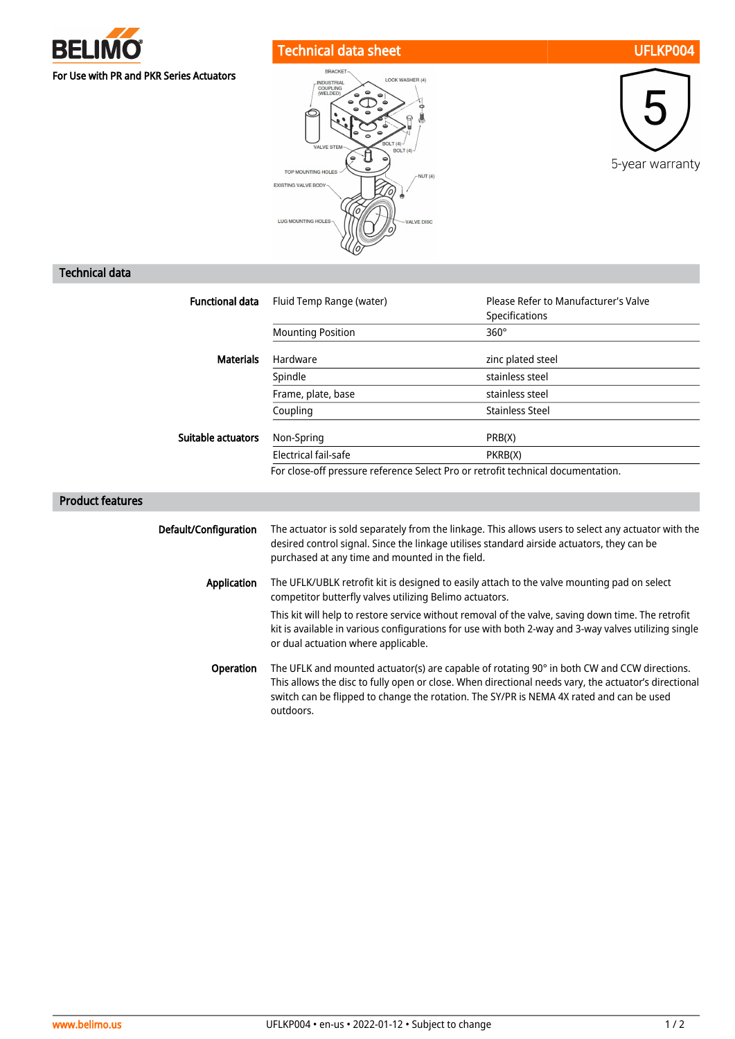BELIMO

For Use with PR and PKR Series Actuators

# Technical data sheet UFLKP004

5-year warranty

## Technical data

| | | |
|---|---|---|
| **Functional data** | Fluid Temp Range (water) | Please Refer to Manufacturer's Valve Specifications |
| | Mounting Position | 360° |
| **Materials** | Hardware | zinc plated steel |
| | Spindle | stainless steel |
| | Frame, plate, base | stainless steel |
| | Coupling | Stainless Steel |
| **Suitable actuators** | Non-Spring | PRB(X) |
| | Electrical fail-safe | PKRB(X) |
| | For close-off pressure reference Select Pro or retrofit technical documentation. | |

## Product features

**Default/Configuration**

The actuator is sold separately from the linkage. This allows users to select any actuator with the desired control signal. Since the linkage utilises standard airside actuators, they can be purchased at any time and mounted in the field.

**Application**

The UFLK/UBLK retrofit kit is designed to easily attach to the valve mounting pad on select competitor butterfly valves utilizing Belimo actuators.

This kit will help to restore service without removal of the valve, saving down time. The retrofit kit is available in various configurations for use with both 2-way and 3-way valves utilizing single or dual actuation where applicable.

**Operation**

The UFLK and mounted actuator(s) are capable of rotating 90° in both CW and CCW directions. This allows the disc to fully open or close. When directional needs vary, the actuator's directional switch can be flipped to change the rotation. The SY/PR is NEMA 4X rated and can be used outdoors.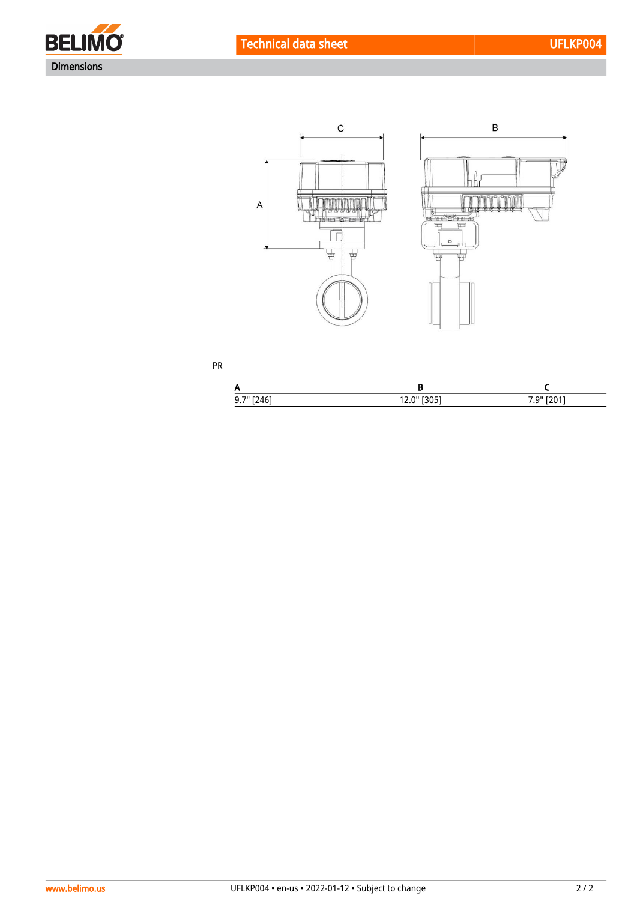## Dimensions

C

B

A

PR

| A | B | C |
|---|---|---|
| 9.7" [246] | 12.0" [305] | 7.9" [201] |